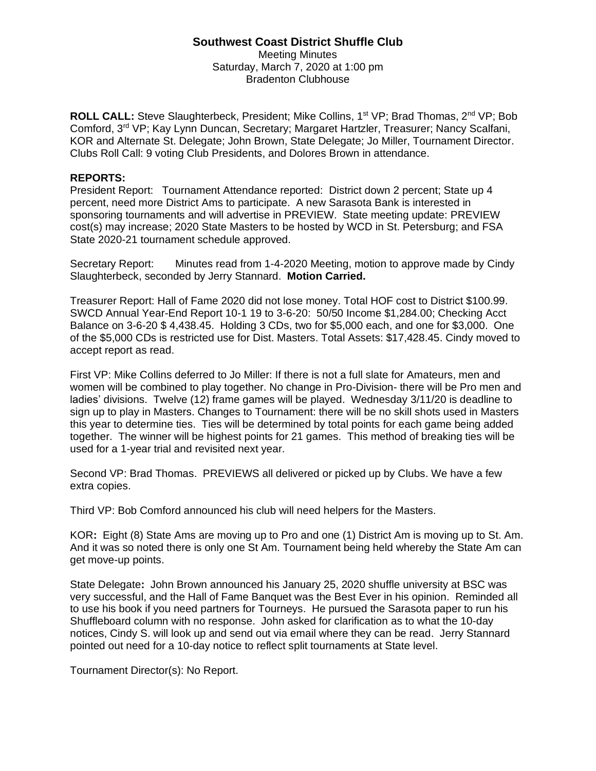# Southwest Coast District Shuffle Club

Meeting Minutes
Saturday, March 7, 2020 at 1:00 pm
Bradenton Clubhouse

**ROLL CALL:** Steve Slaughterbeck, President; Mike Collins, 1st VP; Brad Thomas, 2nd VP; Bob Comford, 3rd VP; Kay Lynn Duncan, Secretary; Margaret Hartzler, Treasurer; Nancy Scalfani, KOR and Alternate St. Delegate; John Brown, State Delegate; Jo Miller, Tournament Director. Clubs Roll Call: 9 voting Club Presidents, and Dolores Brown in attendance.

**REPORTS:**

President Report: Tournament Attendance reported: District down 2 percent; State up 4 percent, need more District Ams to participate. A new Sarasota Bank is interested in sponsoring tournaments and will advertise in PREVIEW. State meeting update: PREVIEW cost(s) may increase; 2020 State Masters to be hosted by WCD in St. Petersburg; and FSA State 2020-21 tournament schedule approved.

Secretary Report: Minutes read from 1-4-2020 Meeting, motion to approve made by Cindy Slaughterbeck, seconded by Jerry Stannard. **Motion Carried.**

Treasurer Report: Hall of Fame 2020 did not lose money. Total HOF cost to District $100.99. SWCD Annual Year-End Report 10-1 19 to 3-6-20: 50/50 Income $1,284.00; Checking Acct Balance on 3-6-20 $ 4,438.45. Holding 3 CDs, two for $5,000 each, and one for $3,000. One of the $5,000 CDs is restricted use for Dist. Masters. Total Assets: $17,428.45. Cindy moved to accept report as read.

First VP: Mike Collins deferred to Jo Miller: If there is not a full slate for Amateurs, men and women will be combined to play together. No change in Pro-Division- there will be Pro men and ladies' divisions. Twelve (12) frame games will be played. Wednesday 3/11/20 is deadline to sign up to play in Masters. Changes to Tournament: there will be no skill shots used in Masters this year to determine ties. Ties will be determined by total points for each game being added together. The winner will be highest points for 21 games. This method of breaking ties will be used for a 1-year trial and revisited next year.

Second VP: Brad Thomas. PREVIEWS all delivered or picked up by Clubs. We have a few extra copies.

Third VP: Bob Comford announced his club will need helpers for the Masters.

KOR**:** Eight (8) State Ams are moving up to Pro and one (1) District Am is moving up to St. Am. And it was so noted there is only one St Am. Tournament being held whereby the State Am can get move-up points.

State Delegate**:** John Brown announced his January 25, 2020 shuffle university at BSC was very successful, and the Hall of Fame Banquet was the Best Ever in his opinion. Reminded all to use his book if you need partners for Tourneys. He pursued the Sarasota paper to run his Shuffleboard column with no response. John asked for clarification as to what the 10-day notices, Cindy S. will look up and send out via email where they can be read. Jerry Stannard pointed out need for a 10-day notice to reflect split tournaments at State level.

Tournament Director(s): No Report.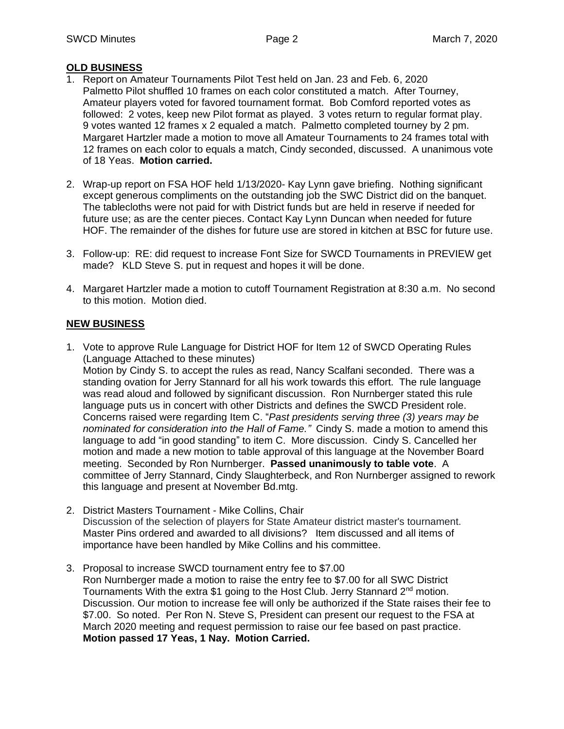**OLD BUSINESS**

1. Report on Amateur Tournaments Pilot Test held on Jan. 23 and Feb. 6, 2020
   Palmetto Pilot shuffled 10 frames on each color constituted a match. After Tourney, Amateur players voted for favored tournament format. Bob Comford reported votes as followed: 2 votes, keep new Pilot format as played. 3 votes return to regular format play. 9 votes wanted 12 frames x 2 equaled a match. Palmetto completed tourney by 2 pm. Margaret Hartzler made a motion to move all Amateur Tournaments to 24 frames total with 12 frames on each color to equals a match, Cindy seconded, discussed. A unanimous vote of 18 Yeas. **Motion carried.**

2. Wrap-up report on FSA HOF held 1/13/2020- Kay Lynn gave briefing. Nothing significant except generous compliments on the outstanding job the SWC District did on the banquet. The tablecloths were not paid for with District funds but are held in reserve if needed for future use; as are the center pieces. Contact Kay Lynn Duncan when needed for future HOF. The remainder of the dishes for future use are stored in kitchen at BSC for future use.

3. Follow-up: RE: did request to increase Font Size for SWCD Tournaments in PREVIEW get made? KLD Steve S. put in request and hopes it will be done.

4. Margaret Hartzler made a motion to cutoff Tournament Registration at 8:30 a.m. No second to this motion. Motion died.

**NEW BUSINESS**

1. Vote to approve Rule Language for District HOF for Item 12 of SWCD Operating Rules (Language Attached to these minutes)
   Motion by Cindy S. to accept the rules as read, Nancy Scalfani seconded. There was a standing ovation for Jerry Stannard for all his work towards this effort. The rule language was read aloud and followed by significant discussion. Ron Nurnberger stated this rule language puts us in concert with other Districts and defines the SWCD President role. Concerns raised were regarding Item C. "*Past presidents serving three (3) years may be nominated for consideration into the Hall of Fame."* Cindy S. made a motion to amend this language to add "in good standing" to item C. More discussion. Cindy S. Cancelled her motion and made a new motion to table approval of this language at the November Board meeting. Seconded by Ron Nurnberger. **Passed unanimously to table vote**. A committee of Jerry Stannard, Cindy Slaughterbeck, and Ron Nurnberger assigned to rework this language and present at November Bd.mtg.

2. District Masters Tournament - Mike Collins, Chair
   Discussion of the selection of players for State Amateur district master's tournament. Master Pins ordered and awarded to all divisions? Item discussed and all items of importance have been handled by Mike Collins and his committee.

3. Proposal to increase SWCD tournament entry fee to $7.00
   Ron Nurnberger made a motion to raise the entry fee to $7.00 for all SWC District Tournaments With the extra $1 going to the Host Club. Jerry Stannard 2nd motion. Discussion. Our motion to increase fee will only be authorized if the State raises their fee to $7.00. So noted. Per Ron N. Steve S, President can present our request to the FSA at March 2020 meeting and request permission to raise our fee based on past practice.
   **Motion passed 17 Yeas, 1 Nay. Motion Carried.**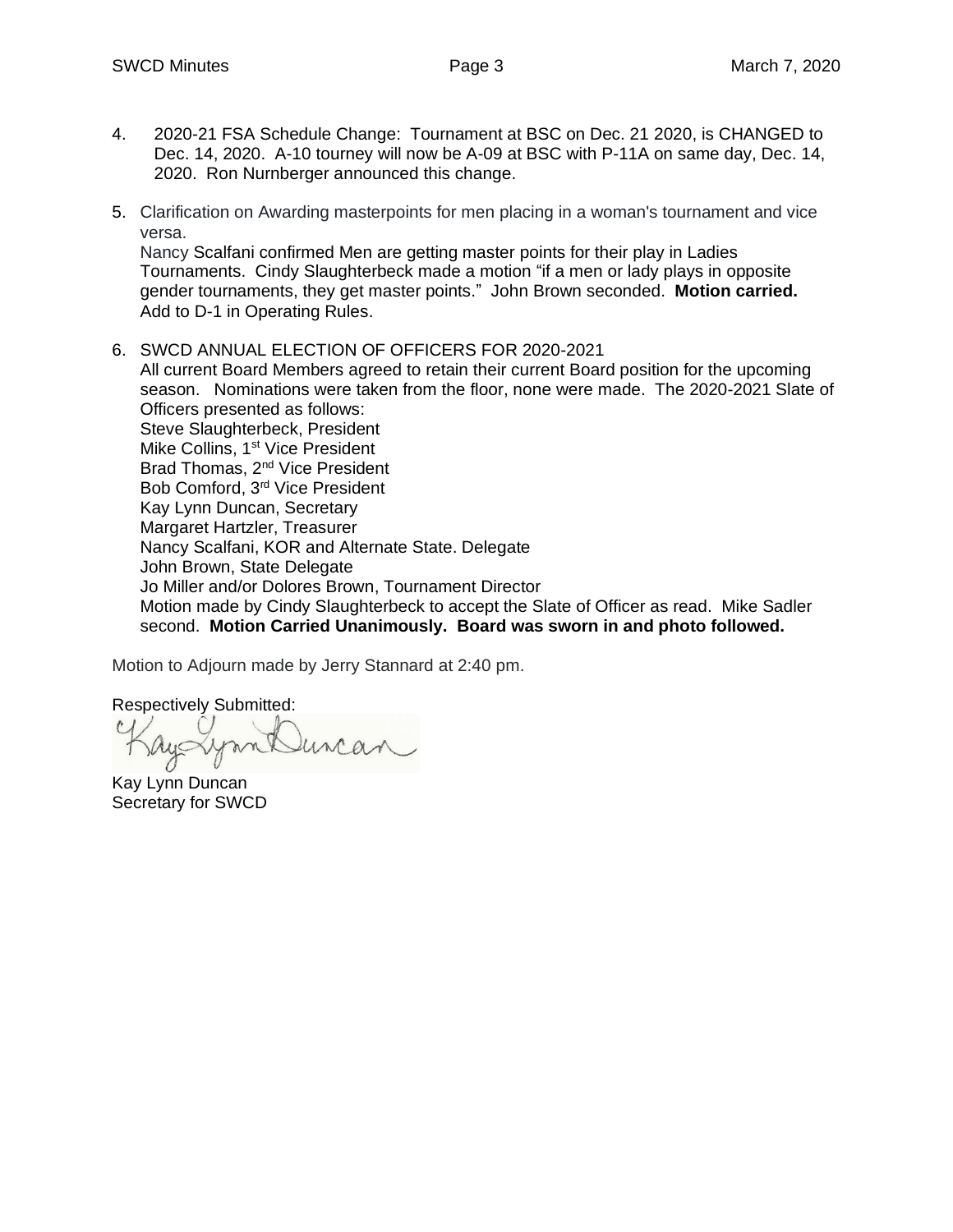4. 2020-21 FSA Schedule Change: Tournament at BSC on Dec. 21 2020, is CHANGED to Dec. 14, 2020. A-10 tourney will now be A-09 at BSC with P-11A on same day, Dec. 14, 2020. Ron Nurnberger announced this change.

5. Clarification on Awarding masterpoints for men placing in a woman's tournament and vice versa.
   Nancy Scalfani confirmed Men are getting master points for their play in Ladies Tournaments. Cindy Slaughterbeck made a motion "if a men or lady plays in opposite gender tournaments, they get master points." John Brown seconded. **Motion carried.** Add to D-1 in Operating Rules.

6. SWCD ANNUAL ELECTION OF OFFICERS FOR 2020-2021
   All current Board Members agreed to retain their current Board position for the upcoming season. Nominations were taken from the floor, none were made. The 2020-2021 Slate of Officers presented as follows:
   Steve Slaughterbeck, President
   Mike Collins, 1st Vice President
   Brad Thomas, 2nd Vice President
   Bob Comford, 3rd Vice President
   Kay Lynn Duncan, Secretary
   Margaret Hartzler, Treasurer
   Nancy Scalfani, KOR and Alternate State. Delegate
   John Brown, State Delegate
   Jo Miller and/or Dolores Brown, Tournament Director
   Motion made by Cindy Slaughterbeck to accept the Slate of Officer as read. Mike Sadler second. **Motion Carried Unanimously. Board was sworn in and photo followed.**

Motion to Adjourn made by Jerry Stannard at 2:40 pm.

Respectively Submitted:

Kay Lynn Duncan

Kay Lynn Duncan
Secretary for SWCD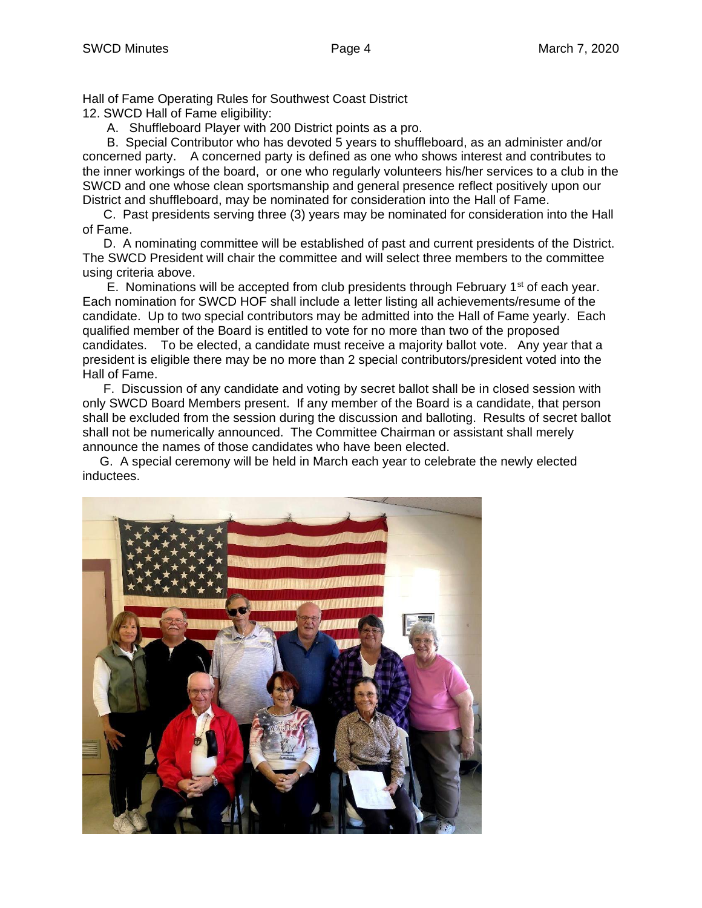Hall of Fame Operating Rules for Southwest Coast District

12. SWCD Hall of Fame eligibility:

A. Shuffleboard Player with 200 District points as a pro.

B. Special Contributor who has devoted 5 years to shuffleboard, as an administer and/or concerned party. A concerned party is defined as one who shows interest and contributes to the inner workings of the board, or one who regularly volunteers his/her services to a club in the SWCD and one whose clean sportsmanship and general presence reflect positively upon our District and shuffleboard, may be nominated for consideration into the Hall of Fame.

C. Past presidents serving three (3) years may be nominated for consideration into the Hall of Fame.

D. A nominating committee will be established of past and current presidents of the District. The SWCD President will chair the committee and will select three members to the committee using criteria above.

E. Nominations will be accepted from club presidents through February 1st of each year. Each nomination for SWCD HOF shall include a letter listing all achievements/resume of the candidate. Up to two special contributors may be admitted into the Hall of Fame yearly. Each qualified member of the Board is entitled to vote for no more than two of the proposed candidates. To be elected, a candidate must receive a majority ballot vote. Any year that a president is eligible there may be no more than 2 special contributors/president voted into the Hall of Fame.

F. Discussion of any candidate and voting by secret ballot shall be in closed session with only SWCD Board Members present. If any member of the Board is a candidate, that person shall be excluded from the session during the discussion and balloting. Results of secret ballot shall not be numerically announced. The Committee Chairman or assistant shall merely announce the names of those candidates who have been elected.

G. A special ceremony will be held in March each year to celebrate the newly elected inductees.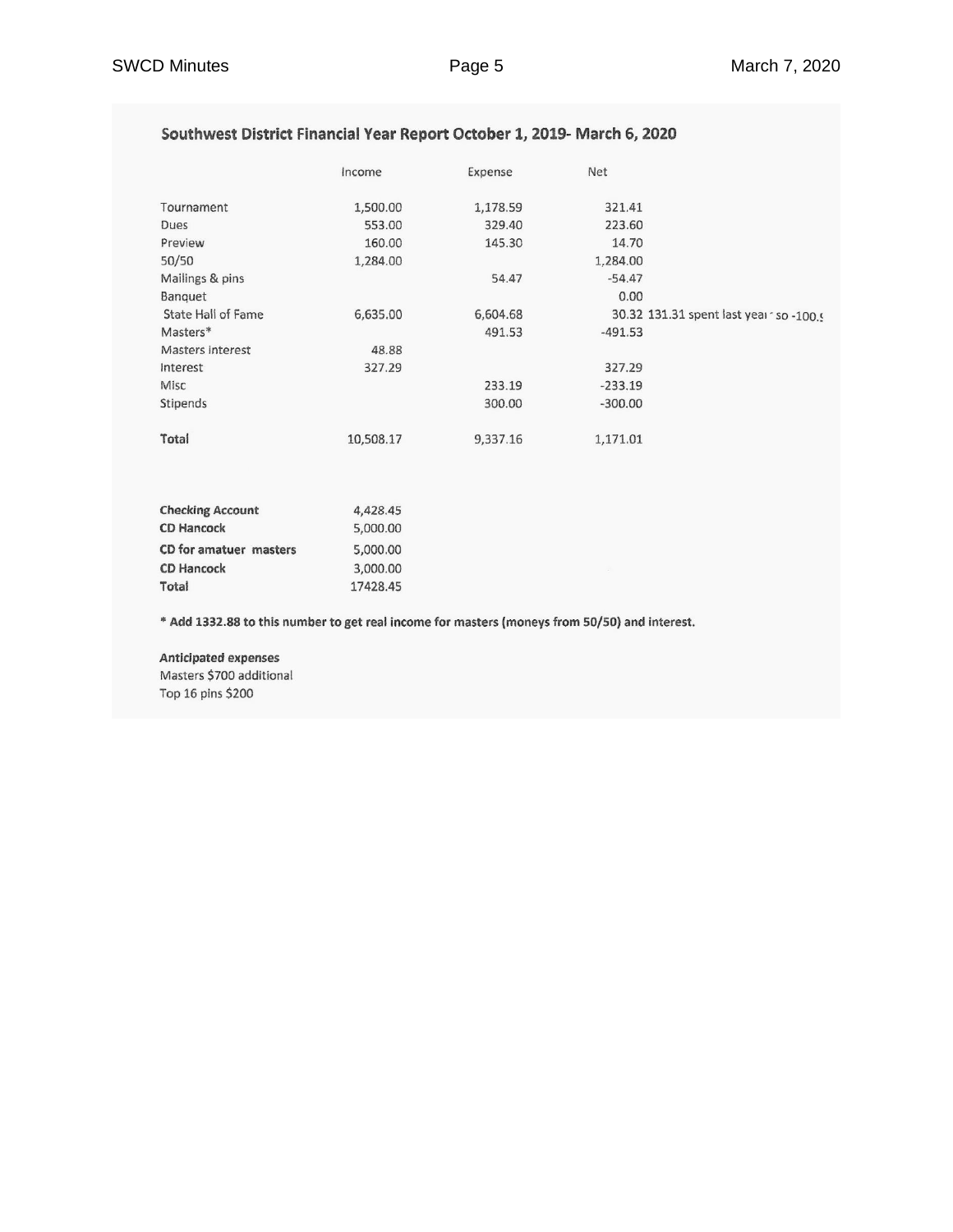## Southwest District Financial Year Report October 1, 2019- March 6, 2020

| | Income | Expense | Net | |
|---|---|---|---|---|
| Tournament | 1,500.00 | 1,178.59 | 321.41 | |
| Dues | 553.00 | 329.40 | 223.60 | |
| Preview | 160.00 | 145.30 | 14.70 | |
| 50/50 | 1,284.00 | | 1,284.00 | |
| Mailings & pins | | 54.47 | -54.47 | |
| Banquet | | | 0.00 | |
| State Hall of Fame | 6,635.00 | 6,604.68 | 30.32 | 131.31 spent last year so -100.9 |
| Masters* | | 491.53 | -491.53 | |
| Masters interest | 48.88 | | | |
| Interest | 327.29 | | 327.29 | |
| Misc | | 233.19 | -233.19 | |
| Stipends | | 300.00 | -300.00 | |
| **Total** | 10,508.17 | 9,337.16 | 1,171.01 | |

| | |
|---|---|
| **Checking Account** | 4,428.45 |
| **CD Hancock** | 5,000.00 |
| **CD for amatuer masters** | 5,000.00 |
| **CD Hancock** | 3,000.00 |
| **Total** | 17428.45 |

**\* Add 1332.88 to this number to get real income for masters (moneys from 50/50) and interest.**

**Anticipated expenses**
Masters $700 additional
Top 16 pins $200